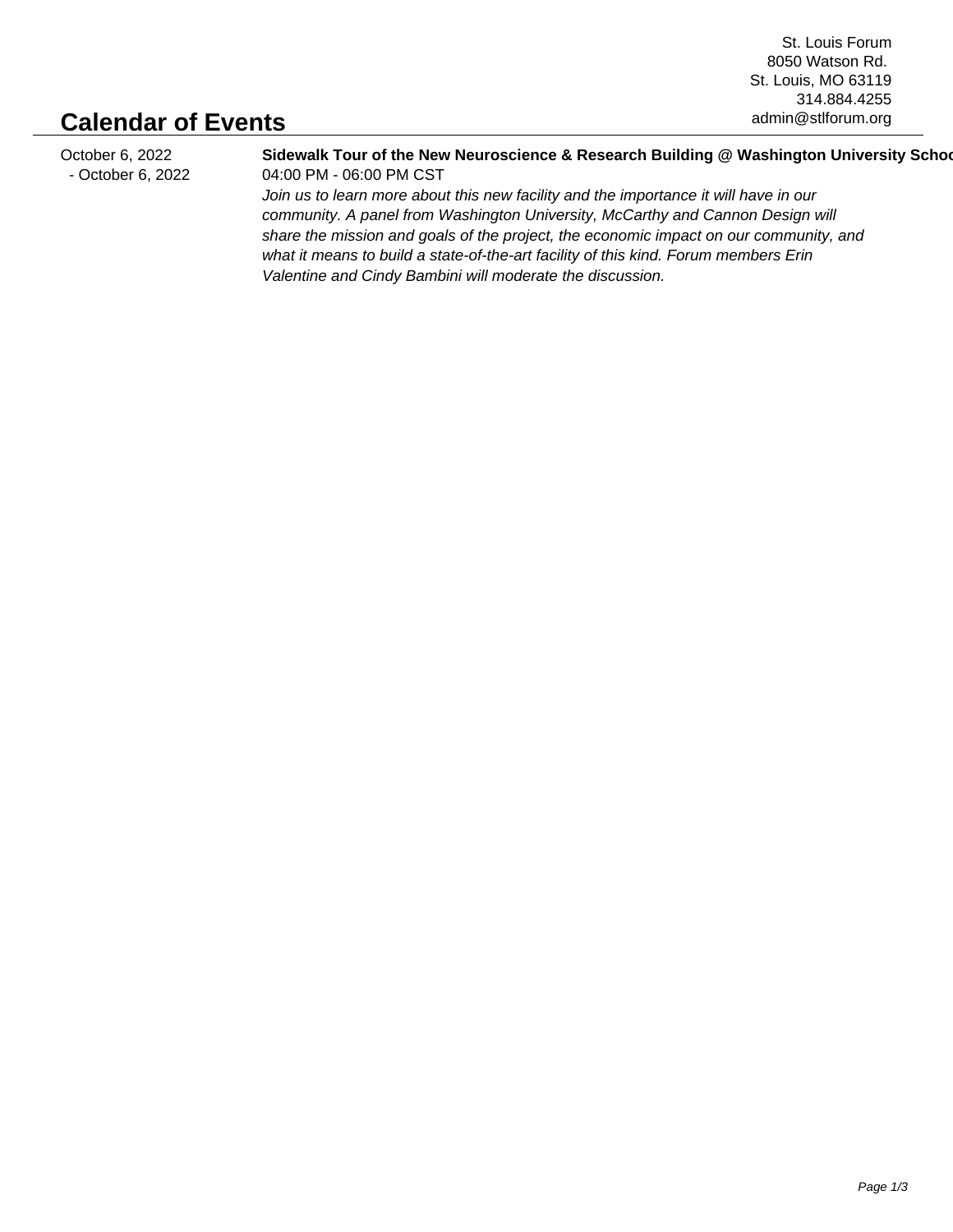St. Louis Forum
8050 Watson Rd.
St. Louis, MO 63119
314.884.4255
admin@stlforum.org

# Calendar of Events

October 6, 2022 - October 6, 2022

**Sidewalk Tour of the New Neuroscience & Research Building @ Washington University Schoo**

04:00 PM - 06:00 PM CST

*Join us to learn more about this new facility and the importance it will have in our community. A panel from Washington University, McCarthy and Cannon Design will share the mission and goals of the project, the economic impact on our community, and what it means to build a state-of-the-art facility of this kind. Forum members Erin Valentine and Cindy Bambini will moderate the discussion.*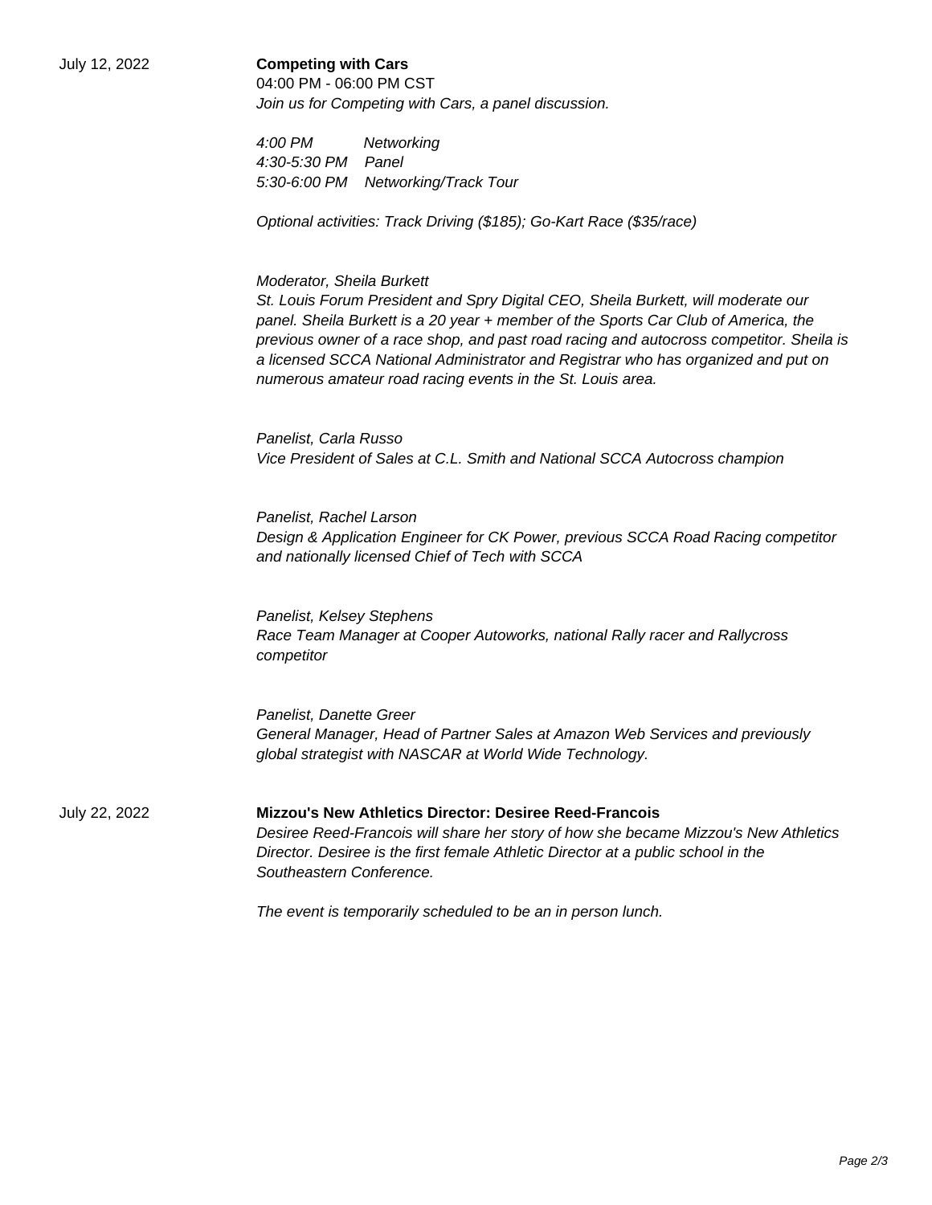July 12, 2022

**Competing with Cars**

04:00 PM - 06:00 PM CST

*Join us for Competing with Cars, a panel discussion.*

*4:00 PM Networking*
*4:30-5:30 PM Panel*
*5:30-6:00 PM Networking/Track Tour*

*Optional activities: Track Driving ($185); Go-Kart Race ($35/race)*

*Moderator, Sheila Burkett*
*St. Louis Forum President and Spry Digital CEO, Sheila Burkett, will moderate our panel. Sheila Burkett is a 20 year + member of the Sports Car Club of America, the previous owner of a race shop, and past road racing and autocross competitor. Sheila is a licensed SCCA National Administrator and Registrar who has organized and put on numerous amateur road racing events in the St. Louis area.*

*Panelist, Carla Russo*
*Vice President of Sales at C.L. Smith and National SCCA Autocross champion*

*Panelist, Rachel Larson*
*Design & Application Engineer for CK Power, previous SCCA Road Racing competitor and nationally licensed Chief of Tech with SCCA*

*Panelist, Kelsey Stephens*
*Race Team Manager at Cooper Autoworks, national Rally racer and Rallycross competitor*

*Panelist, Danette Greer*
*General Manager, Head of Partner Sales at Amazon Web Services and previously global strategist with NASCAR at World Wide Technology.*

July 22, 2022

**Mizzou's New Athletics Director: Desiree Reed-Francois**

*Desiree Reed-Francois will share her story of how she became Mizzou's New Athletics Director. Desiree is the first female Athletic Director at a public school in the Southeastern Conference.*

*The event is temporarily scheduled to be an in person lunch.*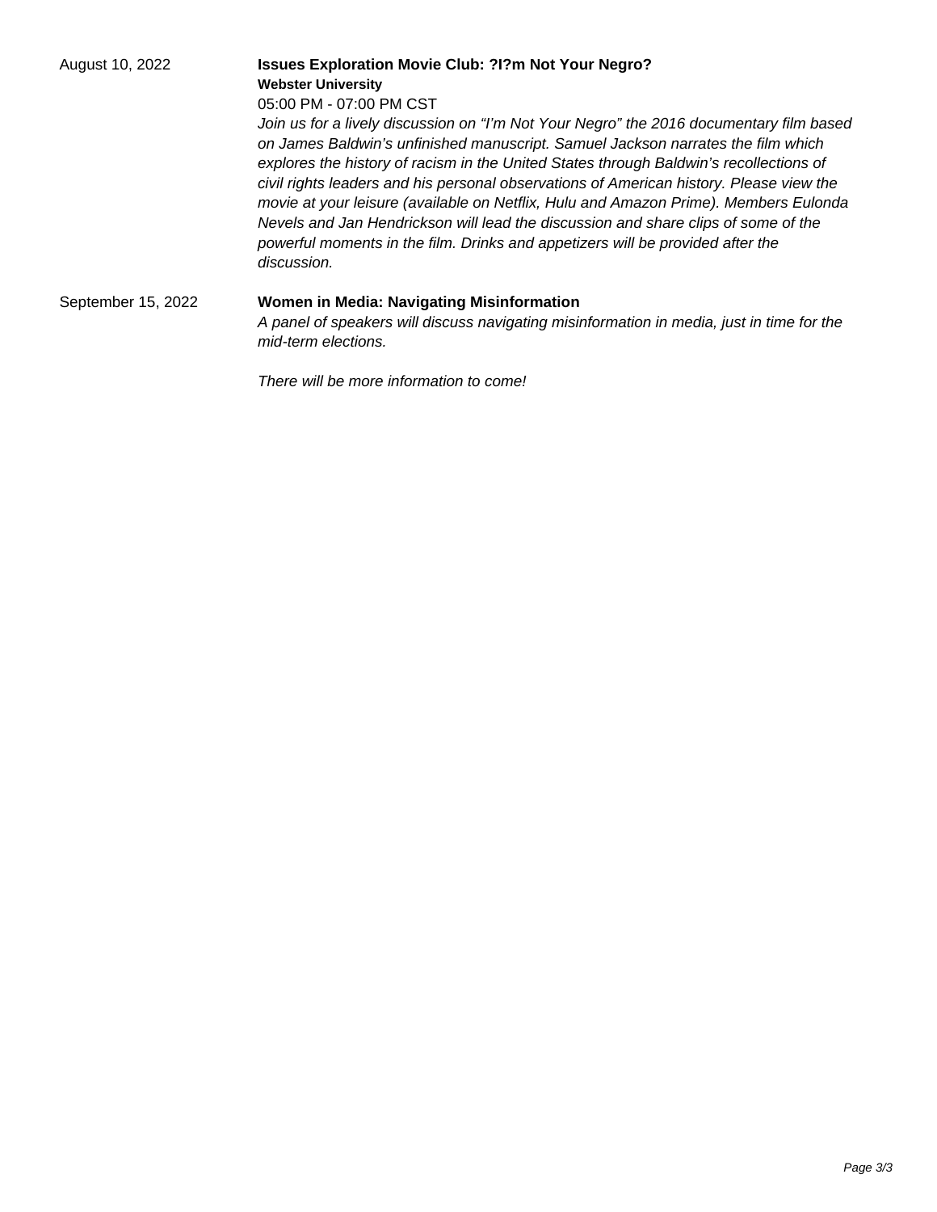August 10, 2022

**Issues Exploration Movie Club: ?I?m Not Your Negro?**
**Webster University**
05:00 PM - 07:00 PM CST
*Join us for a lively discussion on "I'm Not Your Negro" the 2016 documentary film based on James Baldwin's unfinished manuscript. Samuel Jackson narrates the film which explores the history of racism in the United States through Baldwin's recollections of civil rights leaders and his personal observations of American history. Please view the movie at your leisure (available on Netflix, Hulu and Amazon Prime). Members Eulonda Nevels and Jan Hendrickson will lead the discussion and share clips of some of the powerful moments in the film. Drinks and appetizers will be provided after the discussion.*

September 15, 2022

**Women in Media: Navigating Misinformation**
*A panel of speakers will discuss navigating misinformation in media, just in time for the mid-term elections.*

*There will be more information to come!*